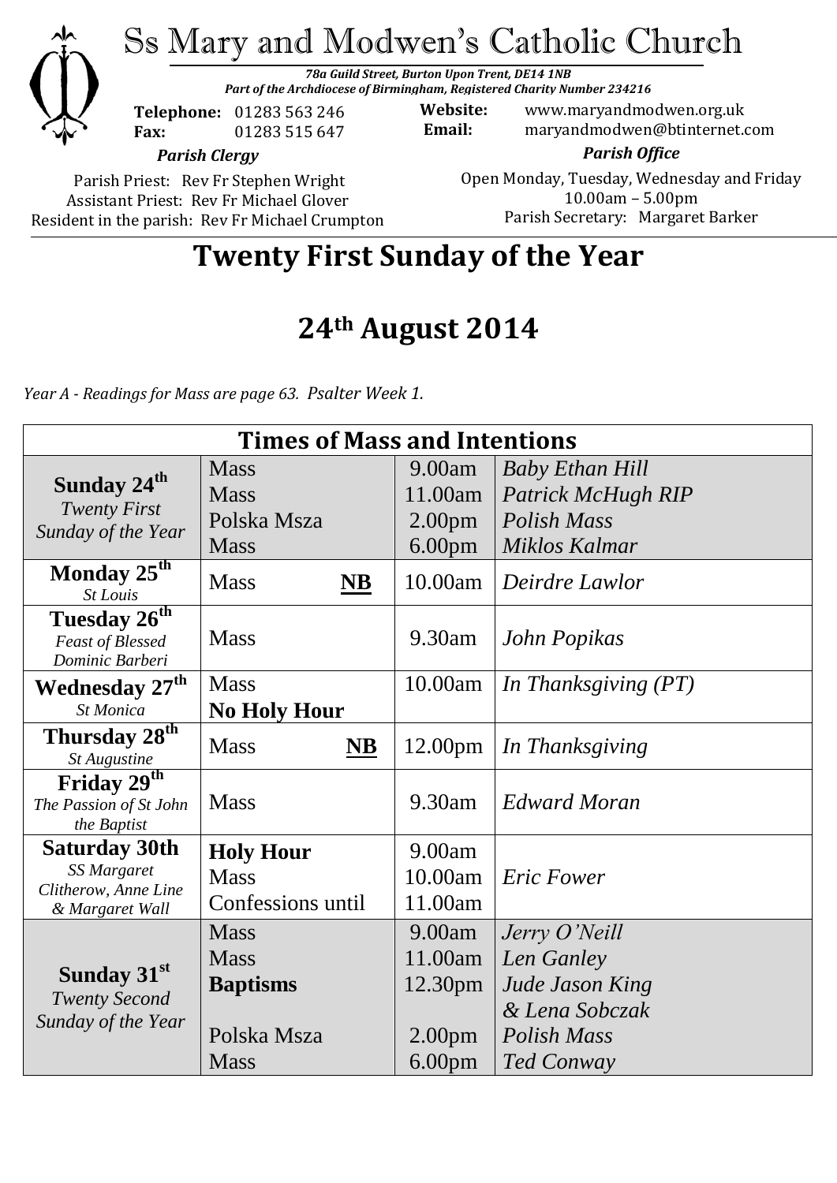# Ss Mary and Modwen's Catholic Church

***78a Guild Street, Burton Upon Trent, DE14 1NB***
***Part of the Archdiocese of Birmingham, Registered Charity Number 234216***

**Telephone:** 01283 563 246
**Fax:** 01283 515 647

**Website:** www.maryandmodwen.org.uk
**Email:** maryandmodwen@btinternet.com

***Parish Clergy***

Parish Priest: Rev Fr Stephen Wright
Assistant Priest: Rev Fr Michael Glover
Resident in the parish: Rev Fr Michael Crumpton

***Parish Office***

Open Monday, Tuesday, Wednesday and Friday
10.00am – 5.00pm
Parish Secretary: Margaret Barker

# Twenty First Sunday of the Year

## 24th August 2014

*Year A - Readings for Mass are page 63. Psalter Week 1.*

| Times of Mass and Intentions | | | |
|---|---|---|---|
| **Sunday 24th** *Twenty First Sunday of the Year* | Mass<br>Mass<br>Polska Msza<br>Mass | 9.00am<br>11.00am<br>2.00pm<br>6.00pm | *Baby Ethan Hill*<br>*Patrick McHugh RIP*<br>*Polish Mass*<br>*Miklos Kalmar* |
| **Monday 25th** *St Louis* | Mass **NB** | 10.00am | *Deirdre Lawlor* |
| **Tuesday 26th** *Feast of Blessed Dominic Barberi* | Mass | 9.30am | *John Popikas* |
| **Wednesday 27th** *St Monica* | Mass<br>**No Holy Hour** | 10.00am | *In Thanksgiving (PT)* |
| **Thursday 28th** *St Augustine* | Mass **NB** | 12.00pm | *In Thanksgiving* |
| **Friday 29th** *The Passion of St John the Baptist* | Mass | 9.30am | *Edward Moran* |
| **Saturday 30th** *SS Margaret Clitherow, Anne Line & Margaret Wall* | **Holy Hour**<br>Mass<br>Confessions until | 9.00am<br>10.00am<br>11.00am | <br>*Eric Fower* |
| **Sunday 31st** *Twenty Second Sunday of the Year* | Mass<br>Mass<br>**Baptisms**<br><br>Polska Msza<br>Mass | 9.00am<br>11.00am<br>12.30pm<br><br>2.00pm<br>6.00pm | *Jerry O'Neill*<br>*Len Ganley*<br>*Jude Jason King*<br>*& Lena Sobczak*<br>*Polish Mass*<br>*Ted Conway* |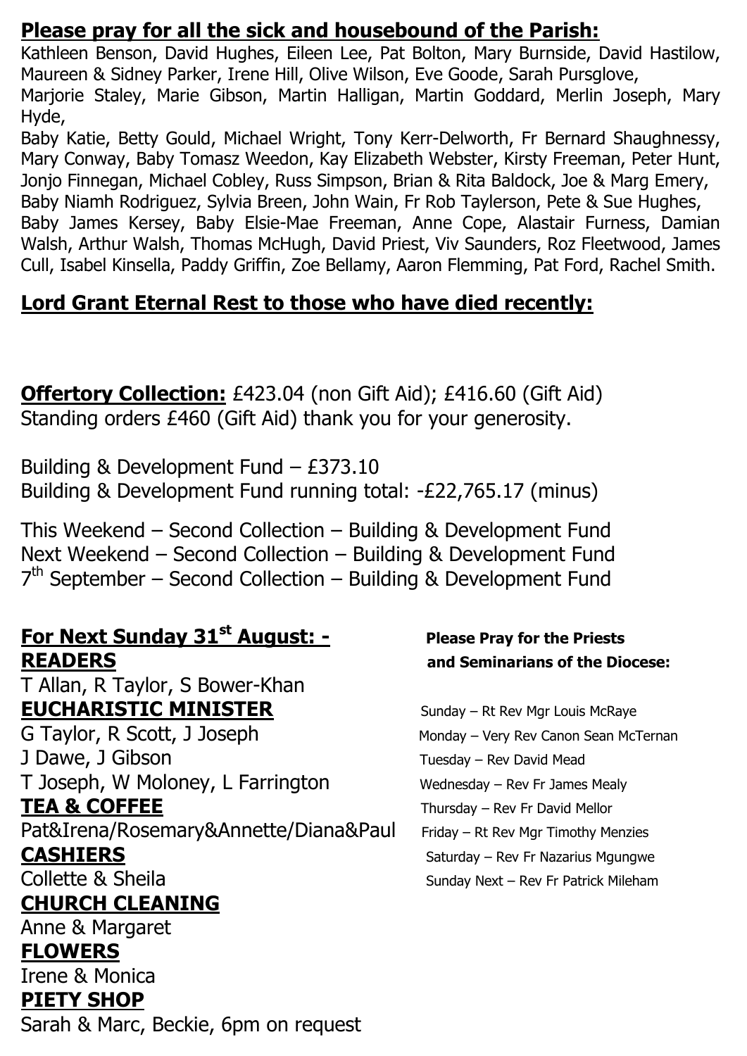## Please pray for all the sick and housebound of the Parish:

Kathleen Benson, David Hughes, Eileen Lee, Pat Bolton, Mary Burnside, David Hastilow, Maureen & Sidney Parker, Irene Hill, Olive Wilson, Eve Goode, Sarah Pursglove, Marjorie Staley, Marie Gibson, Martin Halligan, Martin Goddard, Merlin Joseph, Mary Hyde,
Baby Katie, Betty Gould, Michael Wright, Tony Kerr-Delworth, Fr Bernard Shaughnessy, Mary Conway, Baby Tomasz Weedon, Kay Elizabeth Webster, Kirsty Freeman, Peter Hunt, Jonjo Finnegan, Michael Cobley, Russ Simpson, Brian & Rita Baldock, Joe & Marg Emery, Baby Niamh Rodriguez, Sylvia Breen, John Wain, Fr Rob Taylerson, Pete & Sue Hughes, Baby James Kersey, Baby Elsie-Mae Freeman, Anne Cope, Alastair Furness, Damian Walsh, Arthur Walsh, Thomas McHugh, David Priest, Viv Saunders, Roz Fleetwood, James Cull, Isabel Kinsella, Paddy Griffin, Zoe Bellamy, Aaron Flemming, Pat Ford, Rachel Smith.

## Lord Grant Eternal Rest to those who have died recently:

**Offertory Collection:** £423.04 (non Gift Aid); £416.60 (Gift Aid)
Standing orders £460 (Gift Aid) thank you for your generosity.

Building & Development Fund – £373.10
Building & Development Fund running total: -£22,765.17 (minus)

This Weekend – Second Collection – Building & Development Fund
Next Weekend – Second Collection – Building & Development Fund
7th September – Second Collection – Building & Development Fund

## For Next Sunday 31st August: -

**READERS**
T Allan, R Taylor, S Bower-Khan

**EUCHARISTIC MINISTER**
G Taylor, R Scott, J Joseph
J Dawe, J Gibson
T Joseph, W Moloney, L Farrington

**TEA & COFFEE**
Pat&Irena/Rosemary&Annette/Diana&Paul

**CASHIERS**
Collette & Sheila

**CHURCH CLEANING**
Anne & Margaret

**FLOWERS**
Irene & Monica

**PIETY SHOP**
Sarah & Marc, Beckie, 6pm on request

**Please Pray for the Priests and Seminarians of the Diocese:**

Sunday – Rt Rev Mgr Louis McRaye
Monday – Very Rev Canon Sean McTernan
Tuesday – Rev David Mead
Wednesday – Rev Fr James Mealy
Thursday – Rev Fr David Mellor
Friday – Rt Rev Mgr Timothy Menzies
Saturday – Rev Fr Nazarius Mgungwe
Sunday Next – Rev Fr Patrick Mileham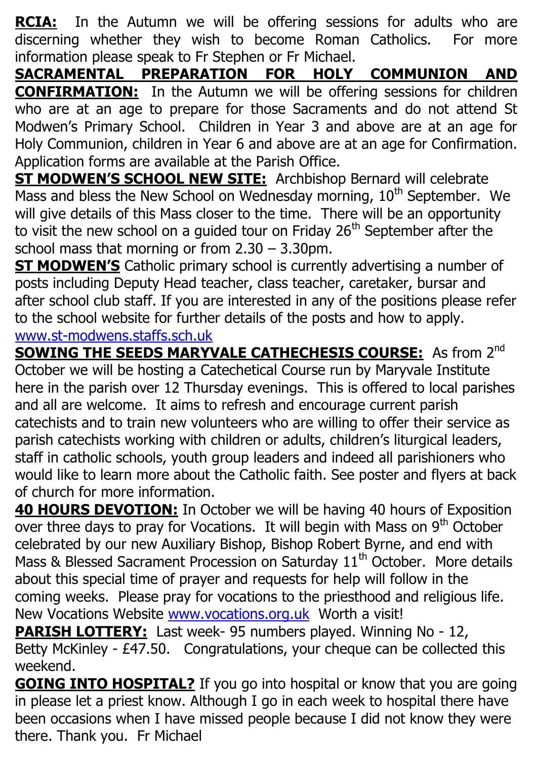**RCIA:** In the Autumn we will be offering sessions for adults who are discerning whether they wish to become Roman Catholics. For more information please speak to Fr Stephen or Fr Michael.

**SACRAMENTAL PREPARATION FOR HOLY COMMUNION AND CONFIRMATION:** In the Autumn we will be offering sessions for children who are at an age to prepare for those Sacraments and do not attend St Modwen's Primary School. Children in Year 3 and above are at an age for Holy Communion, children in Year 6 and above are at an age for Confirmation. Application forms are available at the Parish Office.

**ST MODWEN'S SCHOOL NEW SITE:** Archbishop Bernard will celebrate Mass and bless the New School on Wednesday morning, 10th September. We will give details of this Mass closer to the time. There will be an opportunity to visit the new school on a guided tour on Friday 26th September after the school mass that morning or from 2.30 – 3.30pm.

**ST MODWEN'S** Catholic primary school is currently advertising a number of posts including Deputy Head teacher, class teacher, caretaker, bursar and after school club staff. If you are interested in any of the positions please refer to the school website for further details of the posts and how to apply. www.st-modwens.staffs.sch.uk

**SOWING THE SEEDS MARYVALE CATHECHESIS COURSE:** As from 2nd October we will be hosting a Catechetical Course run by Maryvale Institute here in the parish over 12 Thursday evenings. This is offered to local parishes and all are welcome. It aims to refresh and encourage current parish catechists and to train new volunteers who are willing to offer their service as parish catechists working with children or adults, children's liturgical leaders, staff in catholic schools, youth group leaders and indeed all parishioners who would like to learn more about the Catholic faith. See poster and flyers at back of church for more information.

**40 HOURS DEVOTION:** In October we will be having 40 hours of Exposition over three days to pray for Vocations. It will begin with Mass on 9th October celebrated by our new Auxiliary Bishop, Bishop Robert Byrne, and end with Mass & Blessed Sacrament Procession on Saturday 11th October. More details about this special time of prayer and requests for help will follow in the coming weeks. Please pray for vocations to the priesthood and religious life. New Vocations Website www.vocations.org.uk Worth a visit!

**PARISH LOTTERY:** Last week- 95 numbers played. Winning No - 12, Betty McKinley - £47.50. Congratulations, your cheque can be collected this weekend.

**GOING INTO HOSPITAL?** If you go into hospital or know that you are going in please let a priest know. Although I go in each week to hospital there have been occasions when I have missed people because I did not know they were there. Thank you. Fr Michael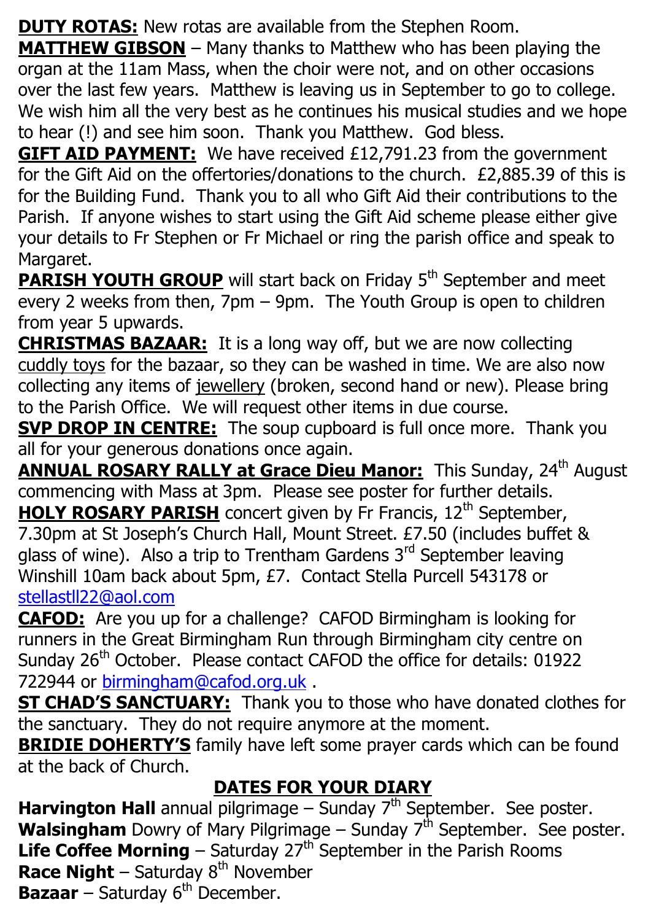**DUTY ROTAS:** New rotas are available from the Stephen Room.

**MATTHEW GIBSON** – Many thanks to Matthew who has been playing the organ at the 11am Mass, when the choir were not, and on other occasions over the last few years. Matthew is leaving us in September to go to college. We wish him all the very best as he continues his musical studies and we hope to hear (!) and see him soon. Thank you Matthew. God bless.

**GIFT AID PAYMENT:** We have received £12,791.23 from the government for the Gift Aid on the offertories/donations to the church. £2,885.39 of this is for the Building Fund. Thank you to all who Gift Aid their contributions to the Parish. If anyone wishes to start using the Gift Aid scheme please either give your details to Fr Stephen or Fr Michael or ring the parish office and speak to Margaret.

**PARISH YOUTH GROUP** will start back on Friday 5th September and meet every 2 weeks from then, 7pm – 9pm. The Youth Group is open to children from year 5 upwards.

**CHRISTMAS BAZAAR:** It is a long way off, but we are now collecting cuddly toys for the bazaar, so they can be washed in time. We are also now collecting any items of jewellery (broken, second hand or new). Please bring to the Parish Office. We will request other items in due course.

**SVP DROP IN CENTRE:** The soup cupboard is full once more. Thank you all for your generous donations once again.

**ANNUAL ROSARY RALLY at Grace Dieu Manor:** This Sunday, 24th August commencing with Mass at 3pm. Please see poster for further details.

**HOLY ROSARY PARISH** concert given by Fr Francis, 12th September, 7.30pm at St Joseph's Church Hall, Mount Street. £7.50 (includes buffet & glass of wine). Also a trip to Trentham Gardens 3rd September leaving Winshill 10am back about 5pm, £7. Contact Stella Purcell 543178 or stellastll22@aol.com

**CAFOD:** Are you up for a challenge? CAFOD Birmingham is looking for runners in the Great Birmingham Run through Birmingham city centre on Sunday 26th October. Please contact CAFOD the office for details: 01922 722944 or birmingham@cafod.org.uk .

**ST CHAD'S SANCTUARY:** Thank you to those who have donated clothes for the sanctuary. They do not require anymore at the moment.

**BRIDIE DOHERTY'S** family have left some prayer cards which can be found at the back of Church.

## DATES FOR YOUR DIARY

**Harvington Hall** annual pilgrimage – Sunday 7th September. See poster.
**Walsingham** Dowry of Mary Pilgrimage – Sunday 7th September. See poster.
**Life Coffee Morning** – Saturday 27th September in the Parish Rooms
**Race Night** – Saturday 8th November
**Bazaar** – Saturday 6th December.